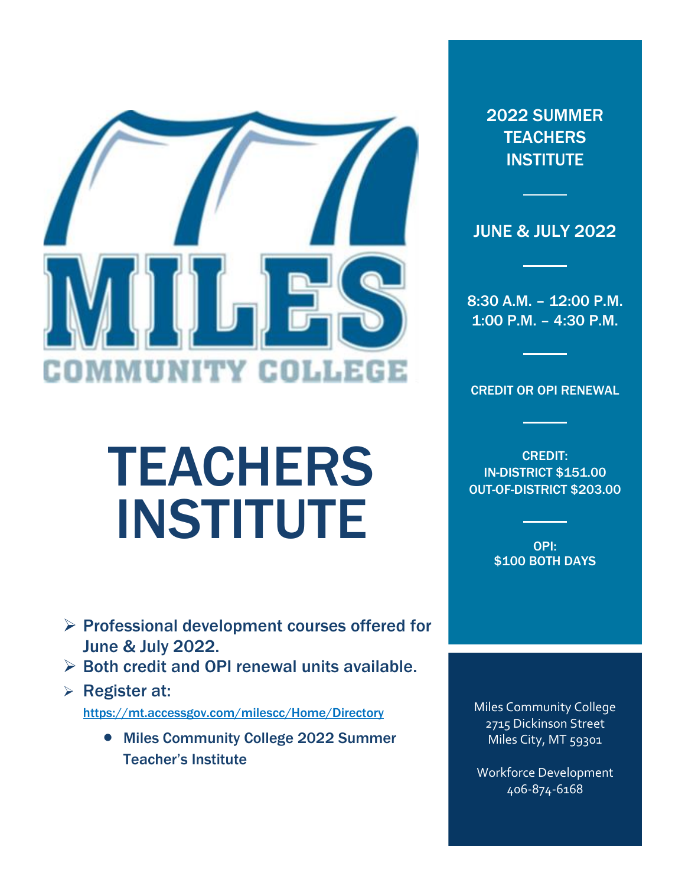MILES COMMUNITY COLLEGE

# TEACHERS INSTITUTE

- Professional development courses offered for June & July 2022.
- Both credit and OPI renewal units available.
- Register at:
  https://mt.accessgov.com/milescc/Home/Directory
  - Miles Community College 2022 Summer Teacher's Institute

## 2022 SUMMER TEACHERS INSTITUTE

JUNE & JULY 2022

8:30 A.M. – 12:00 P.M.
1:00 P.M. – 4:30 P.M.

CREDIT OR OPI RENEWAL

CREDIT:
IN-DISTRICT $151.00
OUT-OF-DISTRICT $203.00

OPI:
$100 BOTH DAYS

Miles Community College
2715 Dickinson Street
Miles City, MT 59301

Workforce Development
406-874-6168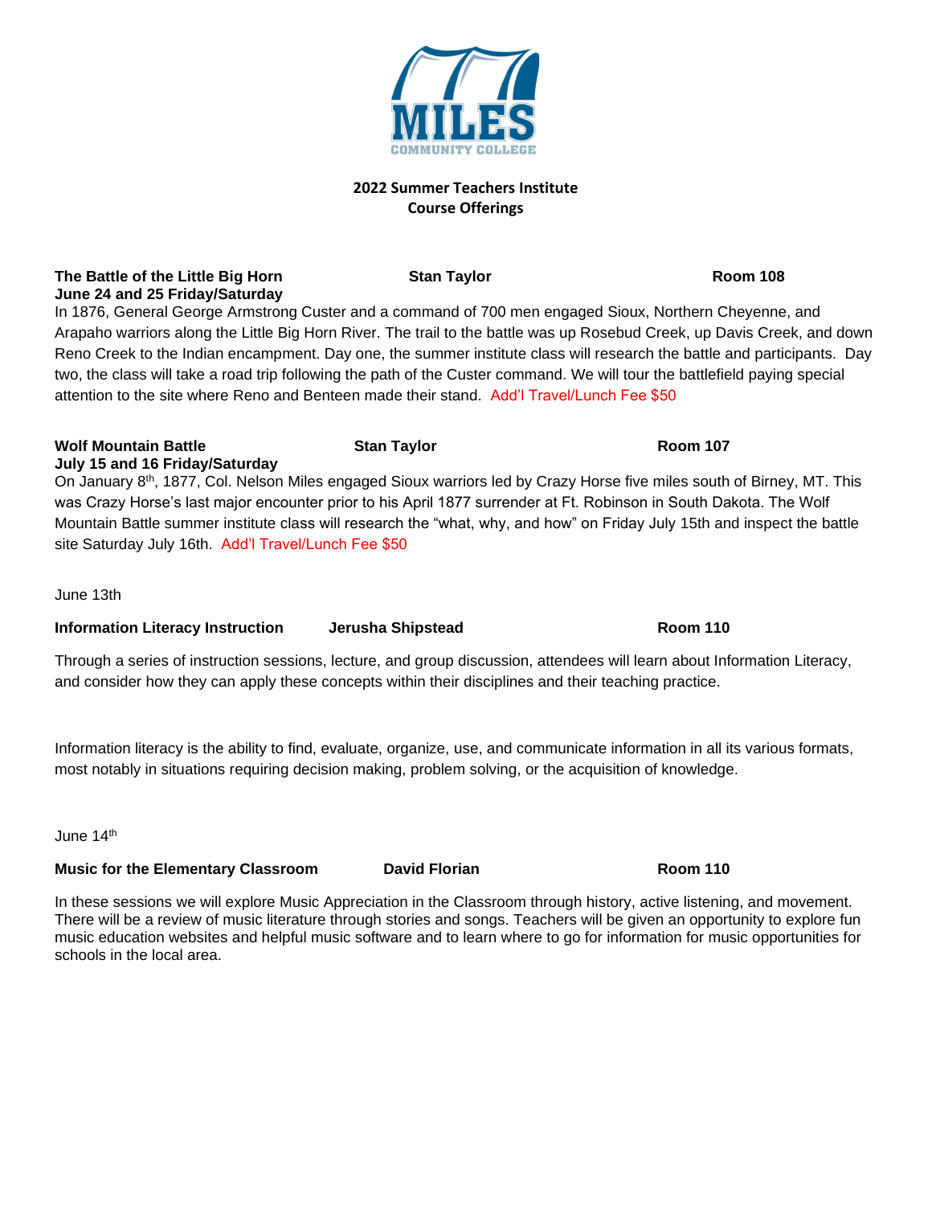# 2022 Summer Teachers Institute
## Course Offerings

**The Battle of the Little Big Horn** **Stan Taylor** **Room 108**
**June 24 and 25 Friday/Saturday**

In 1876, General George Armstrong Custer and a command of 700 men engaged Sioux, Northern Cheyenne, and Arapaho warriors along the Little Big Horn River. The trail to the battle was up Rosebud Creek, up Davis Creek, and down Reno Creek to the Indian encampment. Day one, the summer institute class will research the battle and participants. Day two, the class will take a road trip following the path of the Custer command. We will tour the battlefield paying special attention to the site where Reno and Benteen made their stand. Add'l Travel/Lunch Fee $50

**Wolf Mountain Battle** **Stan Taylor** **Room 107**
**July 15 and 16 Friday/Saturday**

On January 8th, 1877, Col. Nelson Miles engaged Sioux warriors led by Crazy Horse five miles south of Birney, MT. This was Crazy Horse's last major encounter prior to his April 1877 surrender at Ft. Robinson in South Dakota. The Wolf Mountain Battle summer institute class will research the "what, why, and how" on Friday July 15th and inspect the battle site Saturday July 16th. Add'l Travel/Lunch Fee $50

June 13th

**Information Literacy Instruction** **Jerusha Shipstead** **Room 110**

Through a series of instruction sessions, lecture, and group discussion, attendees will learn about Information Literacy, and consider how they can apply these concepts within their disciplines and their teaching practice.

Information literacy is the ability to find, evaluate, organize, use, and communicate information in all its various formats, most notably in situations requiring decision making, problem solving, or the acquisition of knowledge.

June 14th

**Music for the Elementary Classroom** **David Florian** **Room 110**

In these sessions we will explore Music Appreciation in the Classroom through history, active listening, and movement. There will be a review of music literature through stories and songs. Teachers will be given an opportunity to explore fun music education websites and helpful music software and to learn where to go for information for music opportunities for schools in the local area.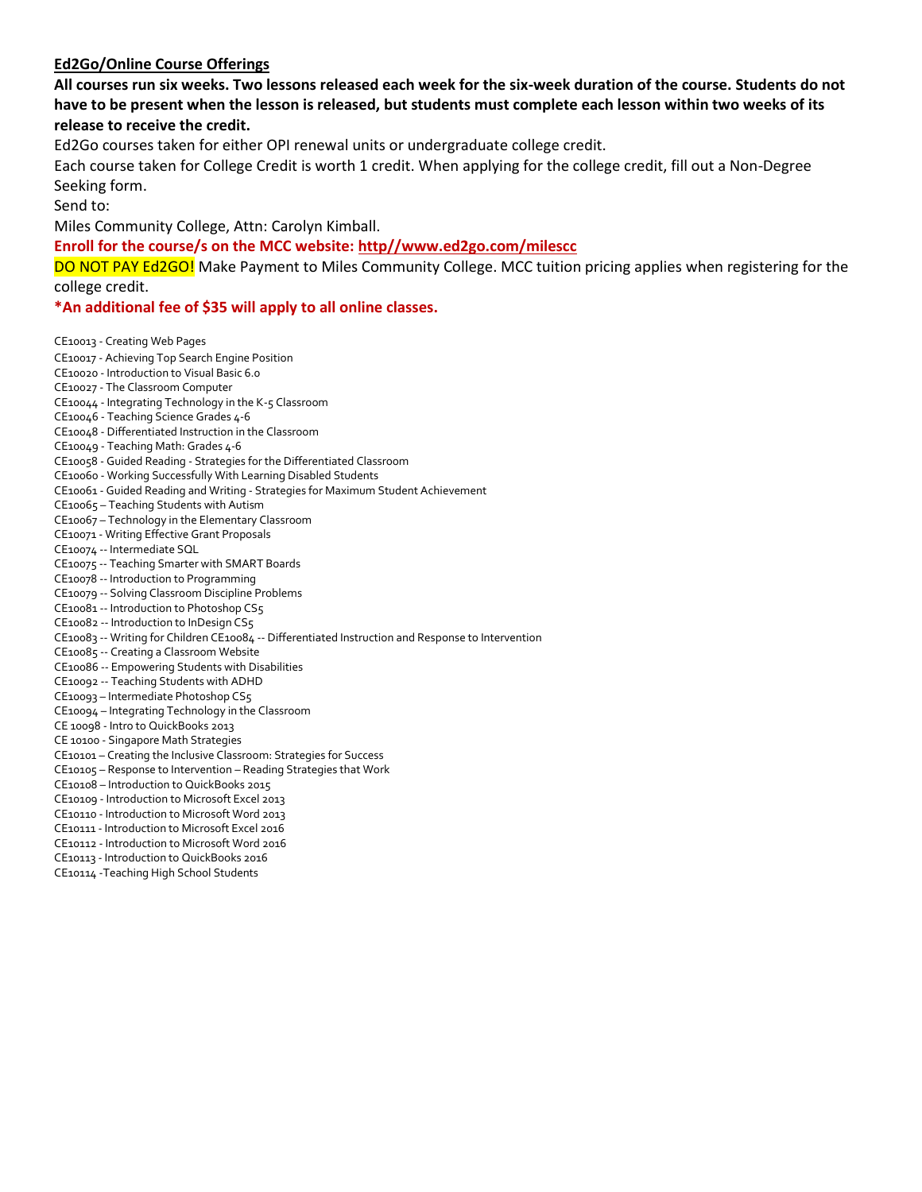**Ed2Go/Online Course Offerings**

**All courses run six weeks. Two lessons released each week for the six-week duration of the course. Students do not have to be present when the lesson is released, but students must complete each lesson within two weeks of its release to receive the credit.**

Ed2Go courses taken for either OPI renewal units or undergraduate college credit.

Each course taken for College Credit is worth 1 credit. When applying for the college credit, fill out a Non-Degree Seeking form.

Send to:

Miles Community College, Attn: Carolyn Kimball.

**Enroll for the course/s on the MCC website: http//www.ed2go.com/milescc**

DO NOT PAY Ed2GO! Make Payment to Miles Community College. MCC tuition pricing applies when registering for the college credit.

**\*An additional fee of $35 will apply to all online classes.**

CE10013 - Creating Web Pages
CE10017 - Achieving Top Search Engine Position
CE10020 - Introduction to Visual Basic 6.0
CE10027 - The Classroom Computer
CE10044 - Integrating Technology in the K-5 Classroom
CE10046 - Teaching Science Grades 4-6
CE10048 - Differentiated Instruction in the Classroom
CE10049 - Teaching Math: Grades 4-6
CE10058 - Guided Reading - Strategies for the Differentiated Classroom
CE10060 - Working Successfully With Learning Disabled Students
CE10061 - Guided Reading and Writing - Strategies for Maximum Student Achievement
CE10065 – Teaching Students with Autism
CE10067 – Technology in the Elementary Classroom
CE10071 - Writing Effective Grant Proposals
CE10074 -- Intermediate SQL
CE10075 -- Teaching Smarter with SMART Boards
CE10078 -- Introduction to Programming
CE10079 -- Solving Classroom Discipline Problems
CE10081 -- Introduction to Photoshop CS5
CE10082 -- Introduction to InDesign CS5
CE10083 -- Writing for Children CE10084 -- Differentiated Instruction and Response to Intervention
CE10085 -- Creating a Classroom Website
CE10086 -- Empowering Students with Disabilities
CE10092 -- Teaching Students with ADHD
CE10093 – Intermediate Photoshop CS5
CE10094 – Integrating Technology in the Classroom
CE 10098 - Intro to QuickBooks 2013
CE 10100 - Singapore Math Strategies
CE10101 – Creating the Inclusive Classroom: Strategies for Success
CE10105 – Response to Intervention – Reading Strategies that Work
CE10108 – Introduction to QuickBooks 2015
CE10109 - Introduction to Microsoft Excel 2013
CE10110 - Introduction to Microsoft Word 2013
CE10111 - Introduction to Microsoft Excel 2016
CE10112 - Introduction to Microsoft Word 2016
CE10113 - Introduction to QuickBooks 2016
CE10114 -Teaching High School Students